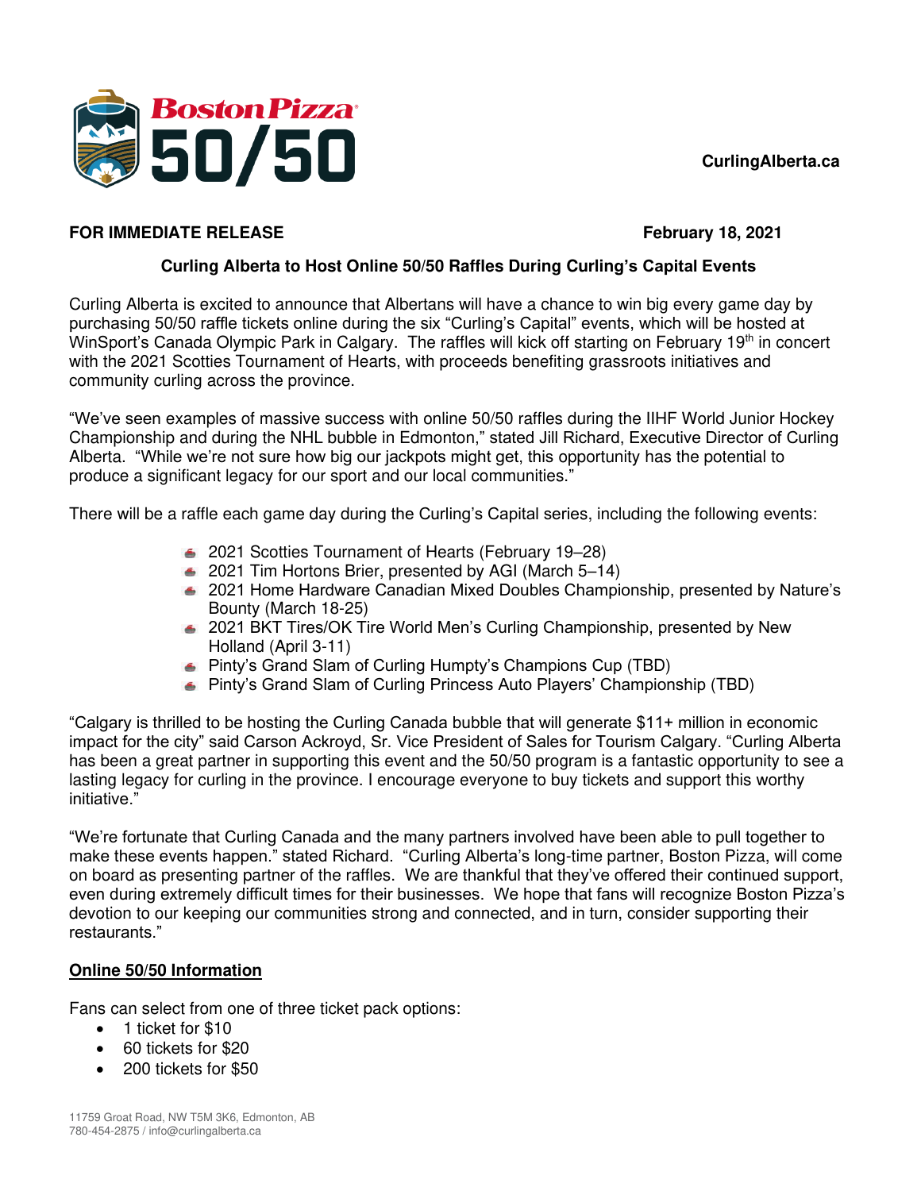Boston Pizza 50/50

CurlingAlberta.ca

**FOR IMMEDIATE RELEASE** **February 18, 2021**

## Curling Alberta to Host Online 50/50 Raffles During Curling's Capital Events

Curling Alberta is excited to announce that Albertans will have a chance to win big every game day by purchasing 50/50 raffle tickets online during the six "Curling's Capital" events, which will be hosted at WinSport's Canada Olympic Park in Calgary. The raffles will kick off starting on February 19th in concert with the 2021 Scotties Tournament of Hearts, with proceeds benefiting grassroots initiatives and community curling across the province.

"We've seen examples of massive success with online 50/50 raffles during the IIHF World Junior Hockey Championship and during the NHL bubble in Edmonton," stated Jill Richard, Executive Director of Curling Alberta. "While we're not sure how big our jackpots might get, this opportunity has the potential to produce a significant legacy for our sport and our local communities."

There will be a raffle each game day during the Curling's Capital series, including the following events:

- 2021 Scotties Tournament of Hearts (February 19–28)
- 2021 Tim Hortons Brier, presented by AGI (March 5–14)
- 2021 Home Hardware Canadian Mixed Doubles Championship, presented by Nature's Bounty (March 18-25)
- 2021 BKT Tires/OK Tire World Men's Curling Championship, presented by New Holland (April 3-11)
- Pinty's Grand Slam of Curling Humpty's Champions Cup (TBD)
- Pinty's Grand Slam of Curling Princess Auto Players' Championship (TBD)

"Calgary is thrilled to be hosting the Curling Canada bubble that will generate $11+ million in economic impact for the city" said Carson Ackroyd, Sr. Vice President of Sales for Tourism Calgary. "Curling Alberta has been a great partner in supporting this event and the 50/50 program is a fantastic opportunity to see a lasting legacy for curling in the province. I encourage everyone to buy tickets and support this worthy initiative."

"We're fortunate that Curling Canada and the many partners involved have been able to pull together to make these events happen." stated Richard. "Curling Alberta's long-time partner, Boston Pizza, will come on board as presenting partner of the raffles. We are thankful that they've offered their continued support, even during extremely difficult times for their businesses. We hope that fans will recognize Boston Pizza's devotion to our keeping our communities strong and connected, and in turn, consider supporting their restaurants."

**<u>Online 50/50 Information</u>**

Fans can select from one of three ticket pack options:

- 1 ticket for $10
- 60 tickets for $20
- 200 tickets for $50

11759 Groat Road, NW T5M 3K6, Edmonton, AB
780-454-2875 / info@curlingalberta.ca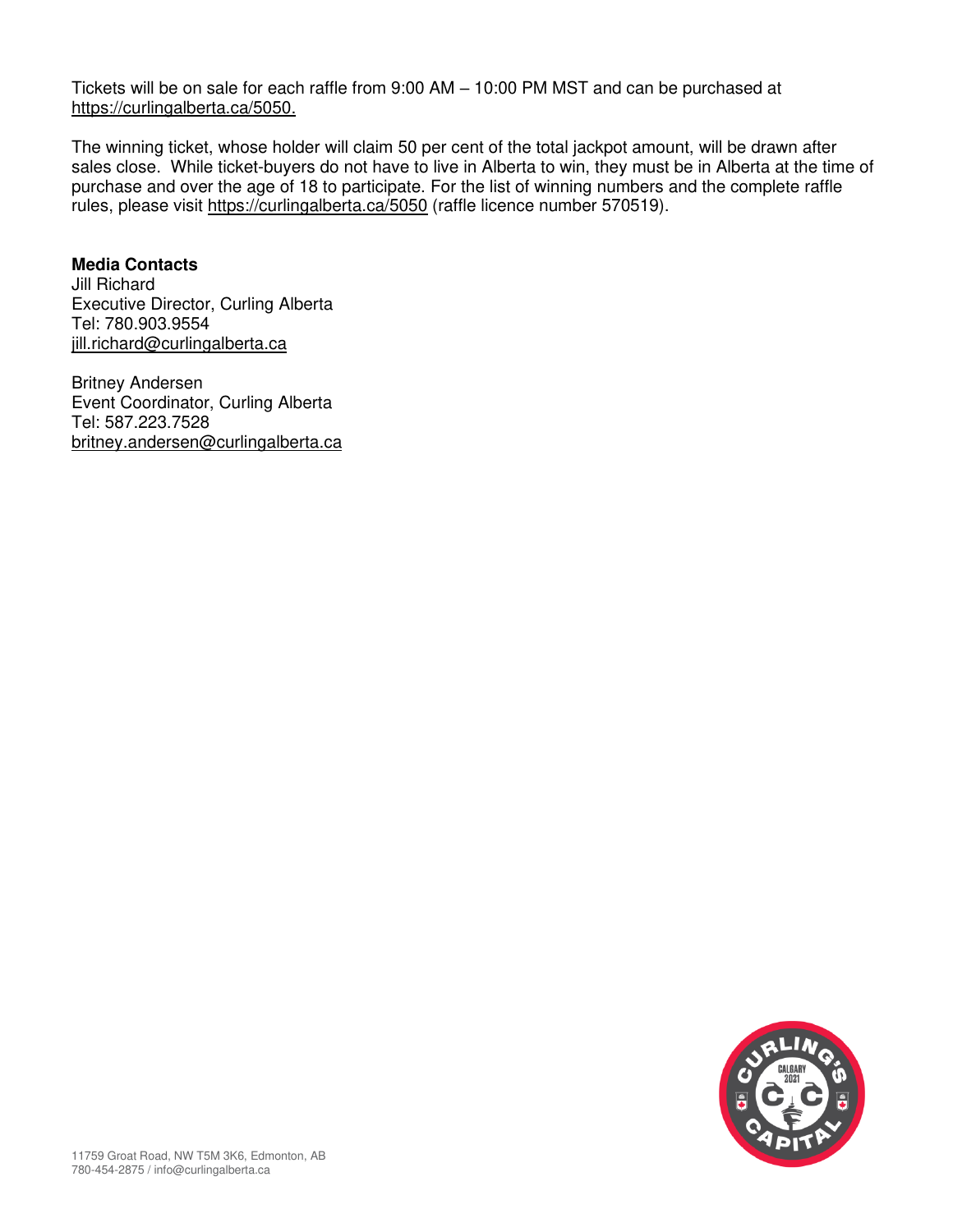Tickets will be on sale for each raffle from 9:00 AM – 10:00 PM MST and can be purchased at https://curlingalberta.ca/5050.

The winning ticket, whose holder will claim 50 per cent of the total jackpot amount, will be drawn after sales close. While ticket-buyers do not have to live in Alberta to win, they must be in Alberta at the time of purchase and over the age of 18 to participate. For the list of winning numbers and the complete raffle rules, please visit https://curlingalberta.ca/5050 (raffle licence number 570519).

**Media Contacts**

Jill Richard
Executive Director, Curling Alberta
Tel: 780.903.9554
jill.richard@curlingalberta.ca

Britney Andersen
Event Coordinator, Curling Alberta
Tel: 587.223.7528
britney.andersen@curlingalberta.ca

11759 Groat Road, NW T5M 3K6, Edmonton, AB
780-454-2875 / info@curlingalberta.ca